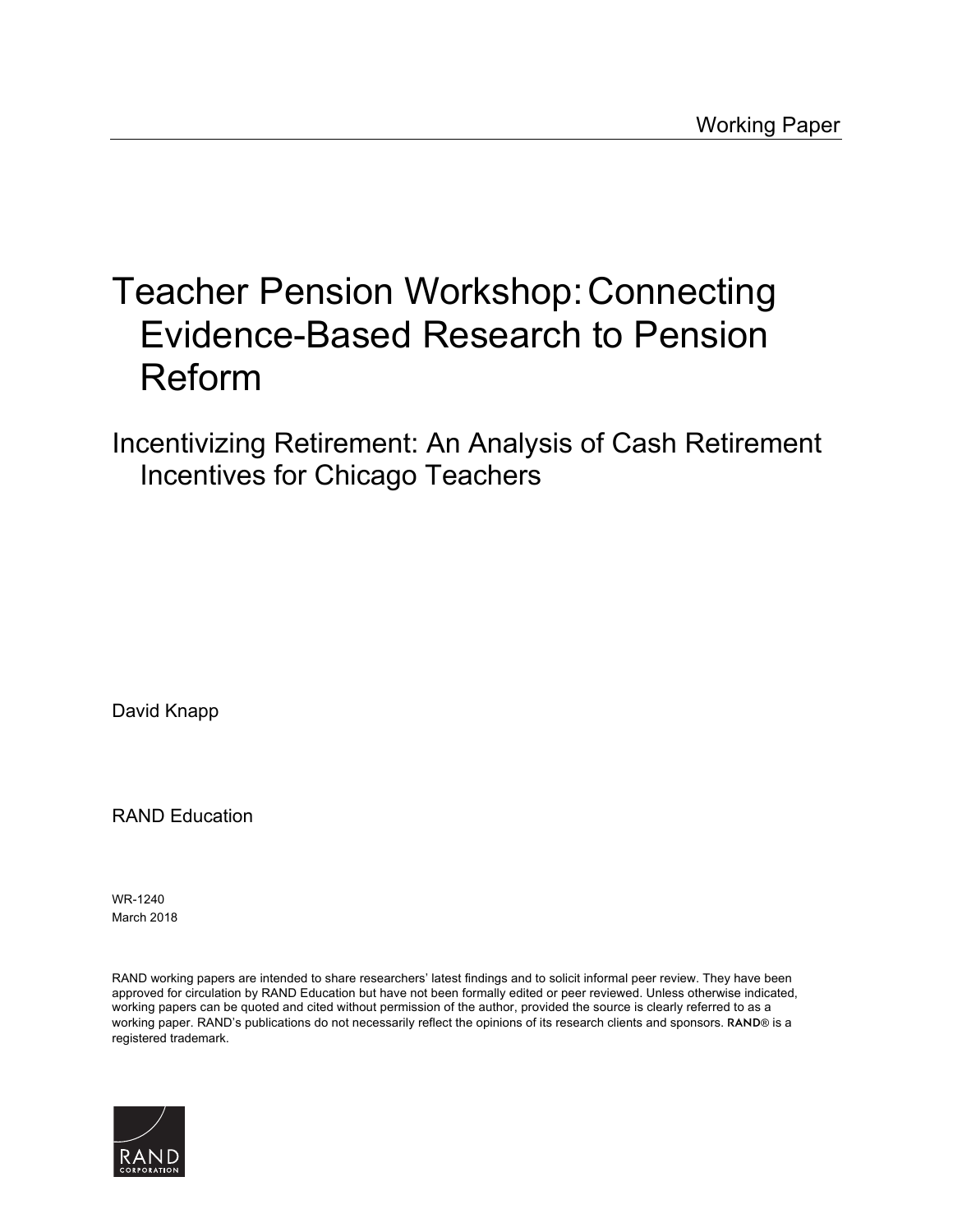Working Paper

# Teacher Pension Workshop: Connecting Evidence-Based Research to Pension Reform

## Incentivizing Retirement: An Analysis of Cash Retirement Incentives for Chicago Teachers

David Knapp

RAND Education

WR-1240
March 2018

RAND working papers are intended to share researchers' latest findings and to solicit informal peer review. They have been approved for circulation by RAND Education but have not been formally edited or peer reviewed. Unless otherwise indicated, working papers can be quoted and cited without permission of the author, provided the source is clearly referred to as a working paper. RAND's publications do not necessarily reflect the opinions of its research clients and sponsors. RAND® is a registered trademark.

RAND CORPORATION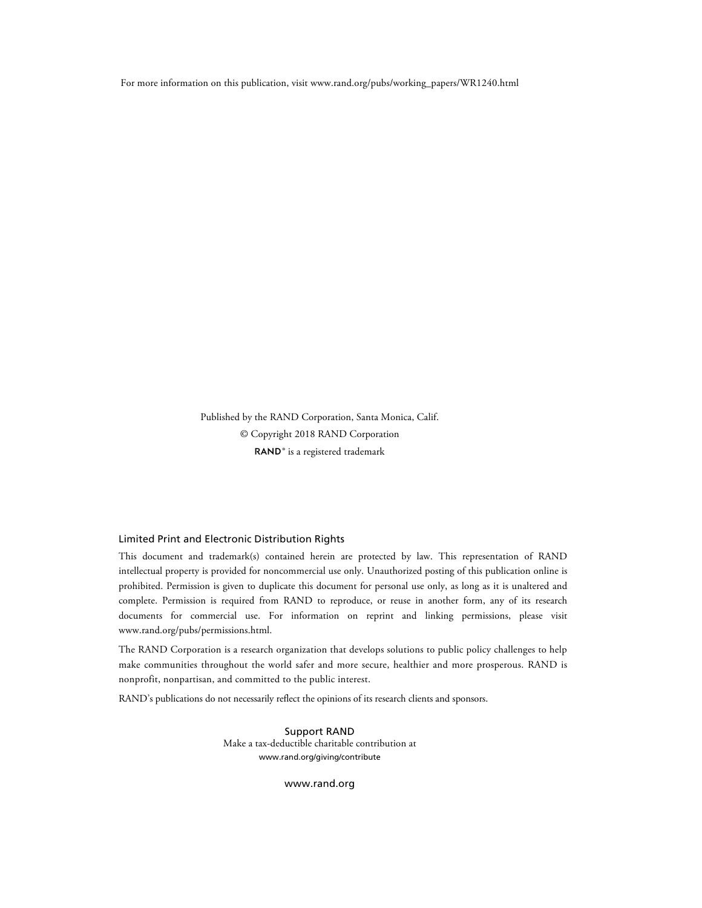For more information on this publication, visit www.rand.org/pubs/working_papers/WR1240.html

Published by the RAND Corporation, Santa Monica, Calif.

© Copyright 2018 RAND Corporation

RAND® is a registered trademark

### Limited Print and Electronic Distribution Rights

This document and trademark(s) contained herein are protected by law. This representation of RAND intellectual property is provided for noncommercial use only. Unauthorized posting of this publication online is prohibited. Permission is given to duplicate this document for personal use only, as long as it is unaltered and complete. Permission is required from RAND to reproduce, or reuse in another form, any of its research documents for commercial use. For information on reprint and linking permissions, please visit www.rand.org/pubs/permissions.html.

The RAND Corporation is a research organization that develops solutions to public policy challenges to help make communities throughout the world safer and more secure, healthier and more prosperous. RAND is nonprofit, nonpartisan, and committed to the public interest.

RAND's publications do not necessarily reflect the opinions of its research clients and sponsors.

Support RAND

Make a tax-deductible charitable contribution at

www.rand.org/giving/contribute

www.rand.org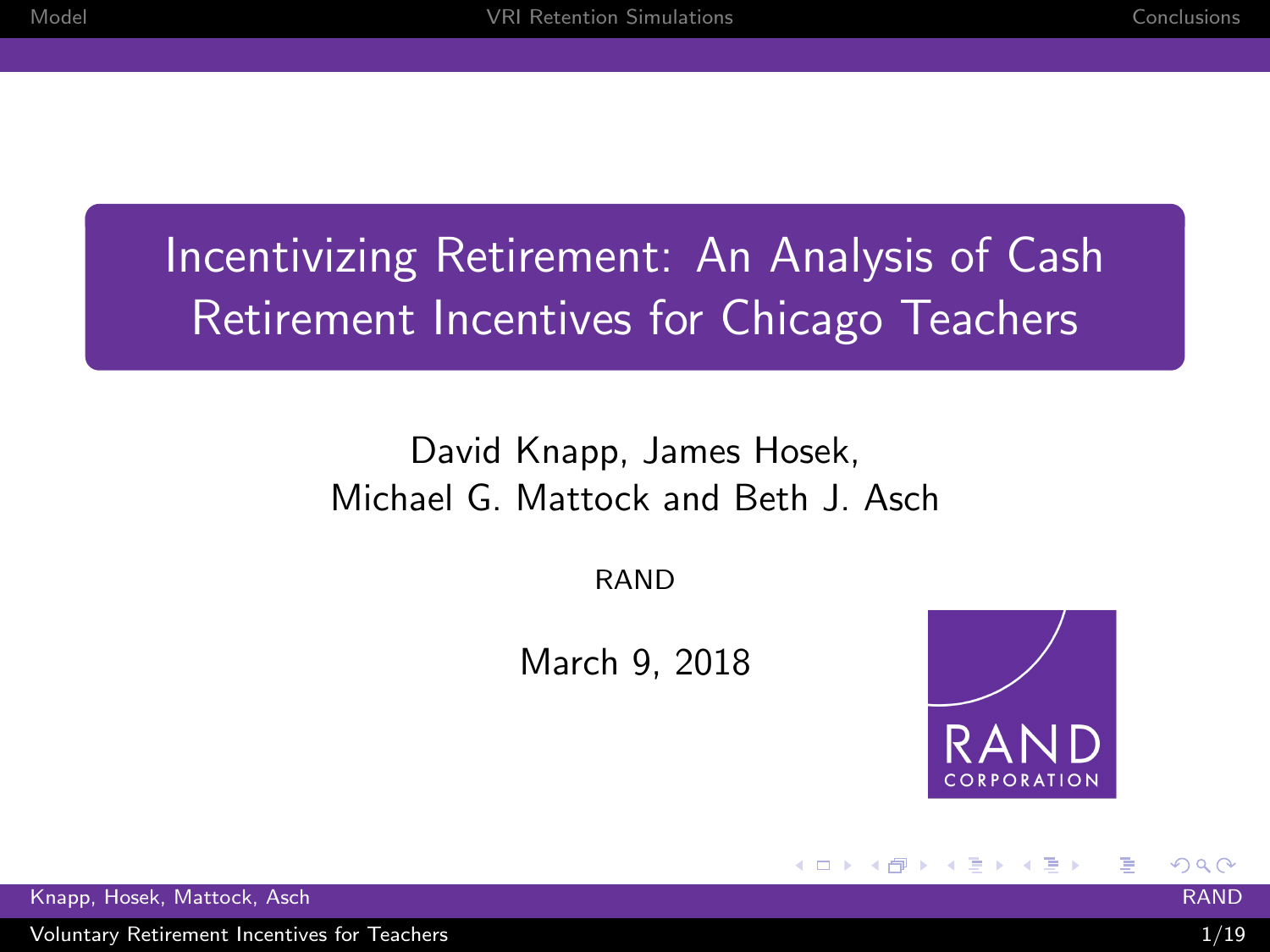# Incentivizing Retirement: An Analysis of Cash Retirement Incentives for Chicago Teachers

David Knapp, James Hosek,
Michael G. Mattock and Beth J. Asch

RAND

March 9, 2018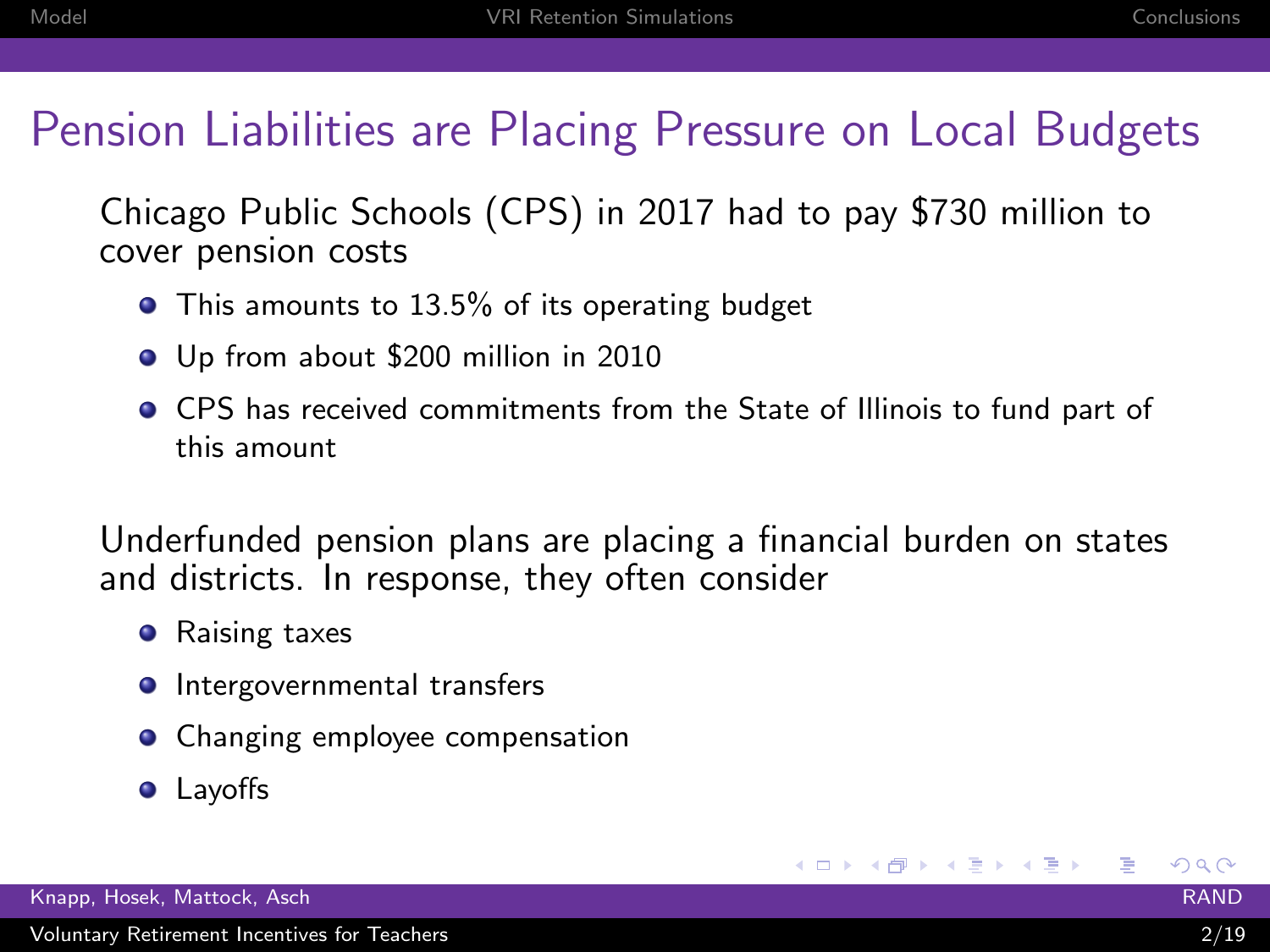## Pension Liabilities are Placing Pressure on Local Budgets

Chicago Public Schools (CPS) in 2017 had to pay $730 million to cover pension costs

- This amounts to 13.5% of its operating budget
- Up from about $200 million in 2010
- CPS has received commitments from the State of Illinois to fund part of this amount

Underfunded pension plans are placing a financial burden on states and districts. In response, they often consider

- Raising taxes
- Intergovernmental transfers
- Changing employee compensation
- Layoffs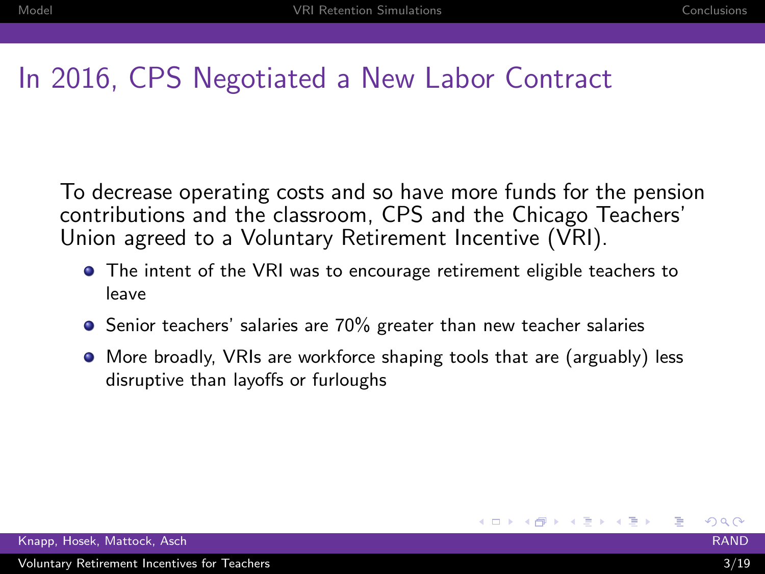# In 2016, CPS Negotiated a New Labor Contract

To decrease operating costs and so have more funds for the pension contributions and the classroom, CPS and the Chicago Teachers' Union agreed to a Voluntary Retirement Incentive (VRI).

- The intent of the VRI was to encourage retirement eligible teachers to leave
- Senior teachers' salaries are 70% greater than new teacher salaries
- More broadly, VRIs are workforce shaping tools that are (arguably) less disruptive than layoffs or furloughs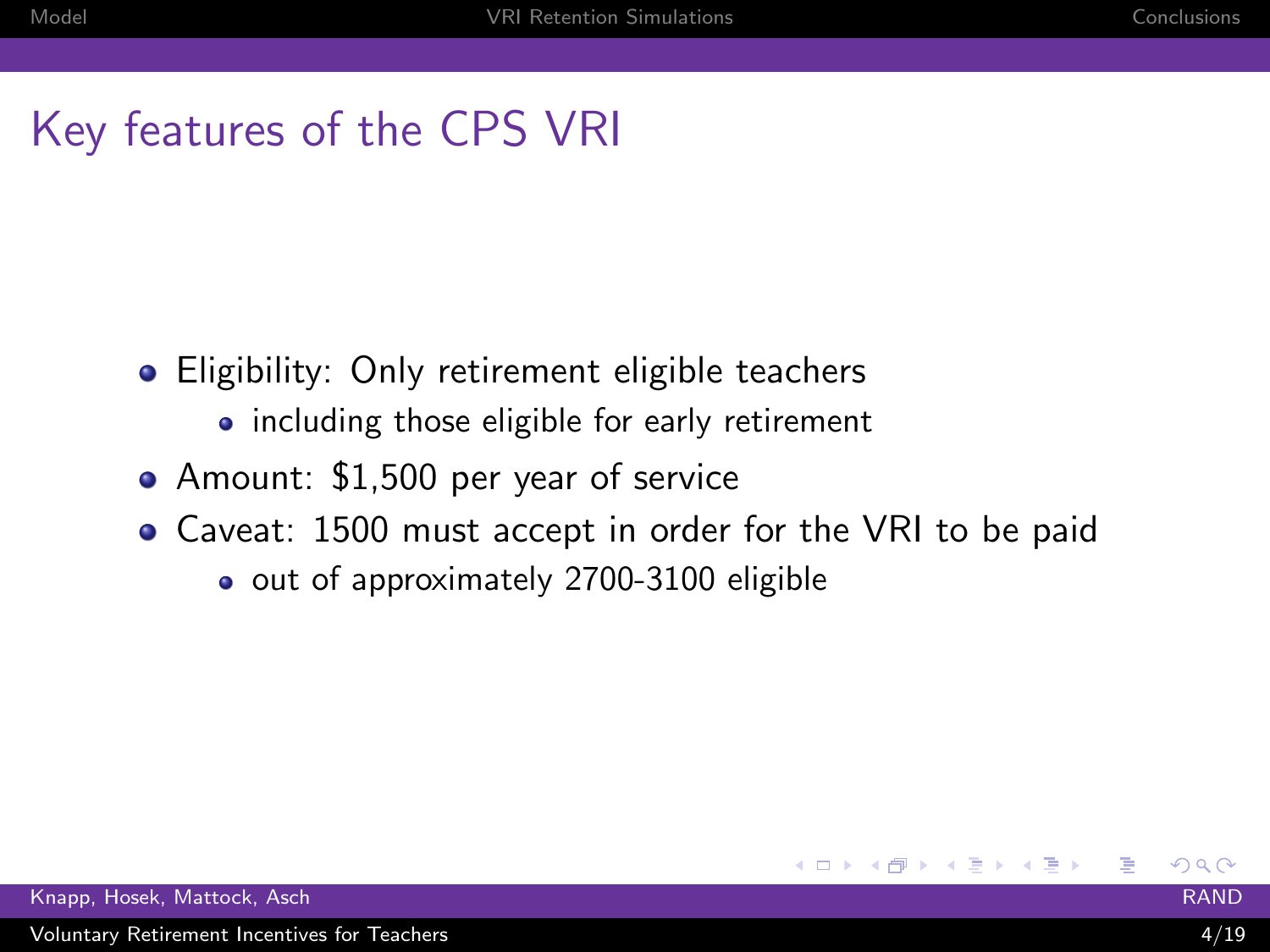# Key features of the CPS VRI

- Eligibility: Only retirement eligible teachers
  - including those eligible for early retirement
- Amount: $1,500 per year of service
- Caveat: 1500 must accept in order for the VRI to be paid
  - out of approximately 2700-3100 eligible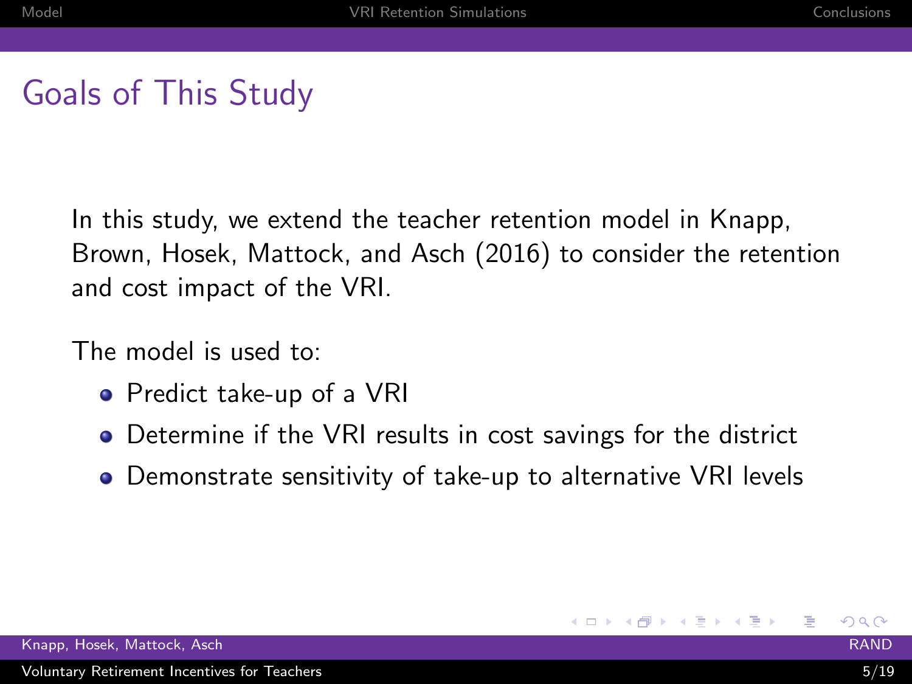## Goals of This Study

In this study, we extend the teacher retention model in Knapp, Brown, Hosek, Mattock, and Asch (2016) to consider the retention and cost impact of the VRI.

The model is used to:

- Predict take-up of a VRI
- Determine if the VRI results in cost savings for the district
- Demonstrate sensitivity of take-up to alternative VRI levels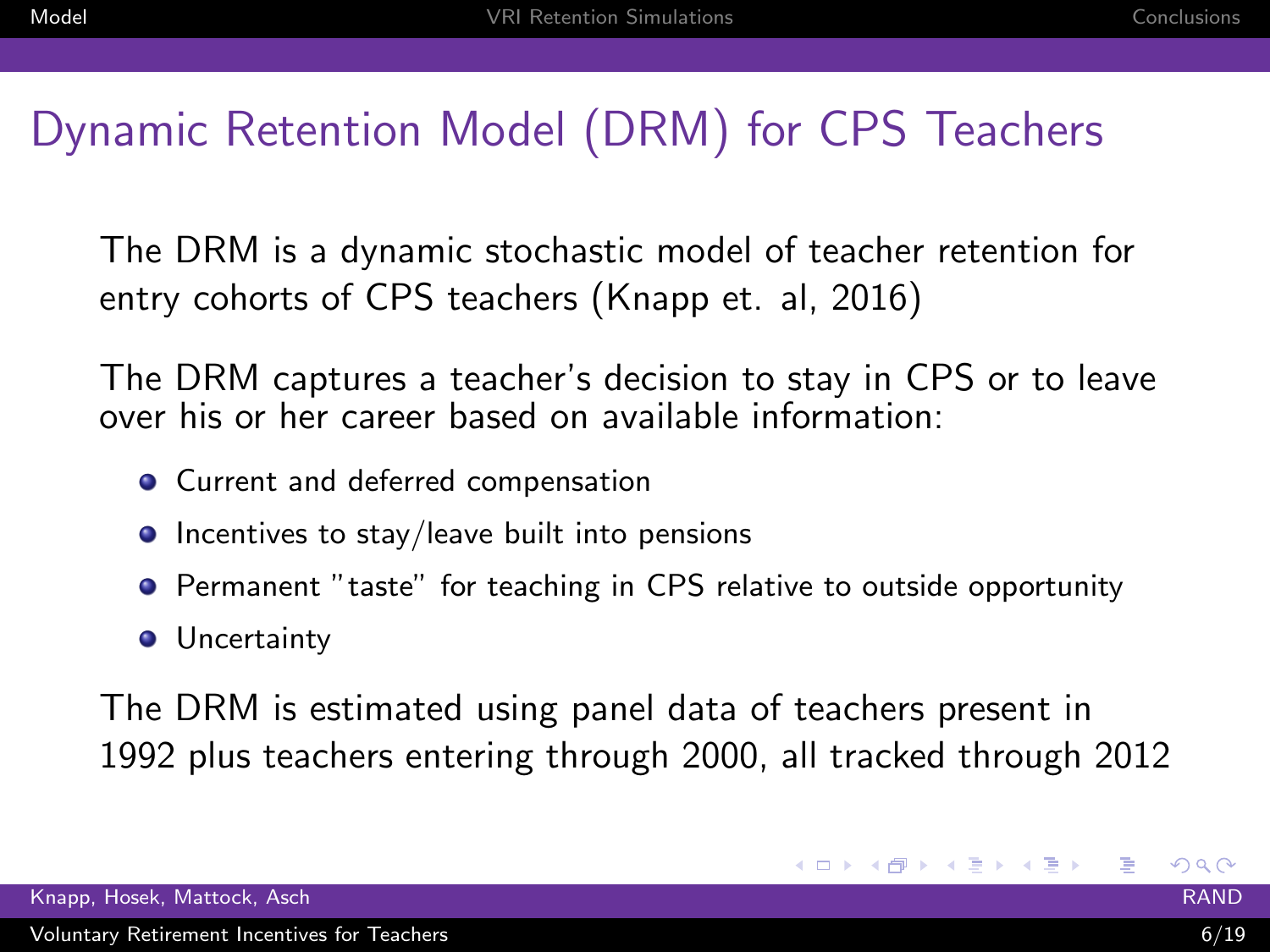# Dynamic Retention Model (DRM) for CPS Teachers

The DRM is a dynamic stochastic model of teacher retention for entry cohorts of CPS teachers (Knapp et. al, 2016)

The DRM captures a teacher's decision to stay in CPS or to leave over his or her career based on available information:

- Current and deferred compensation
- Incentives to stay/leave built into pensions
- Permanent "taste" for teaching in CPS relative to outside opportunity
- Uncertainty

The DRM is estimated using panel data of teachers present in 1992 plus teachers entering through 2000, all tracked through 2012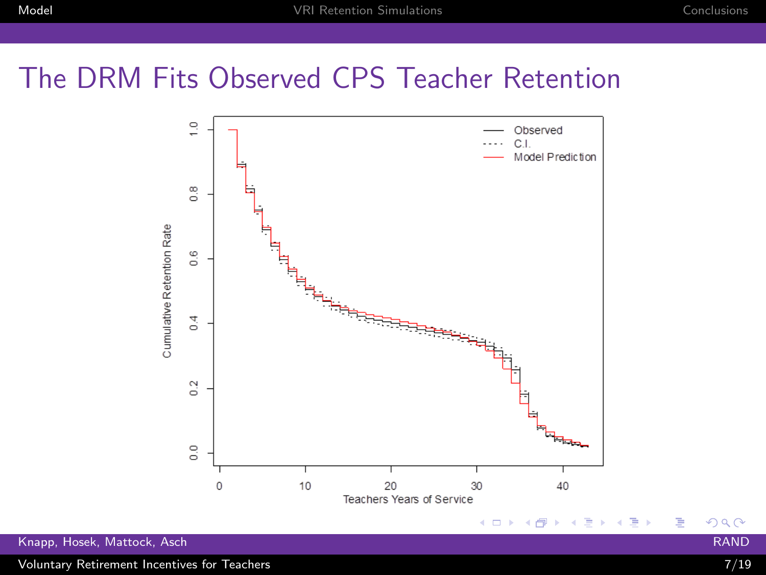# The DRM Fits Observed CPS Teacher Retention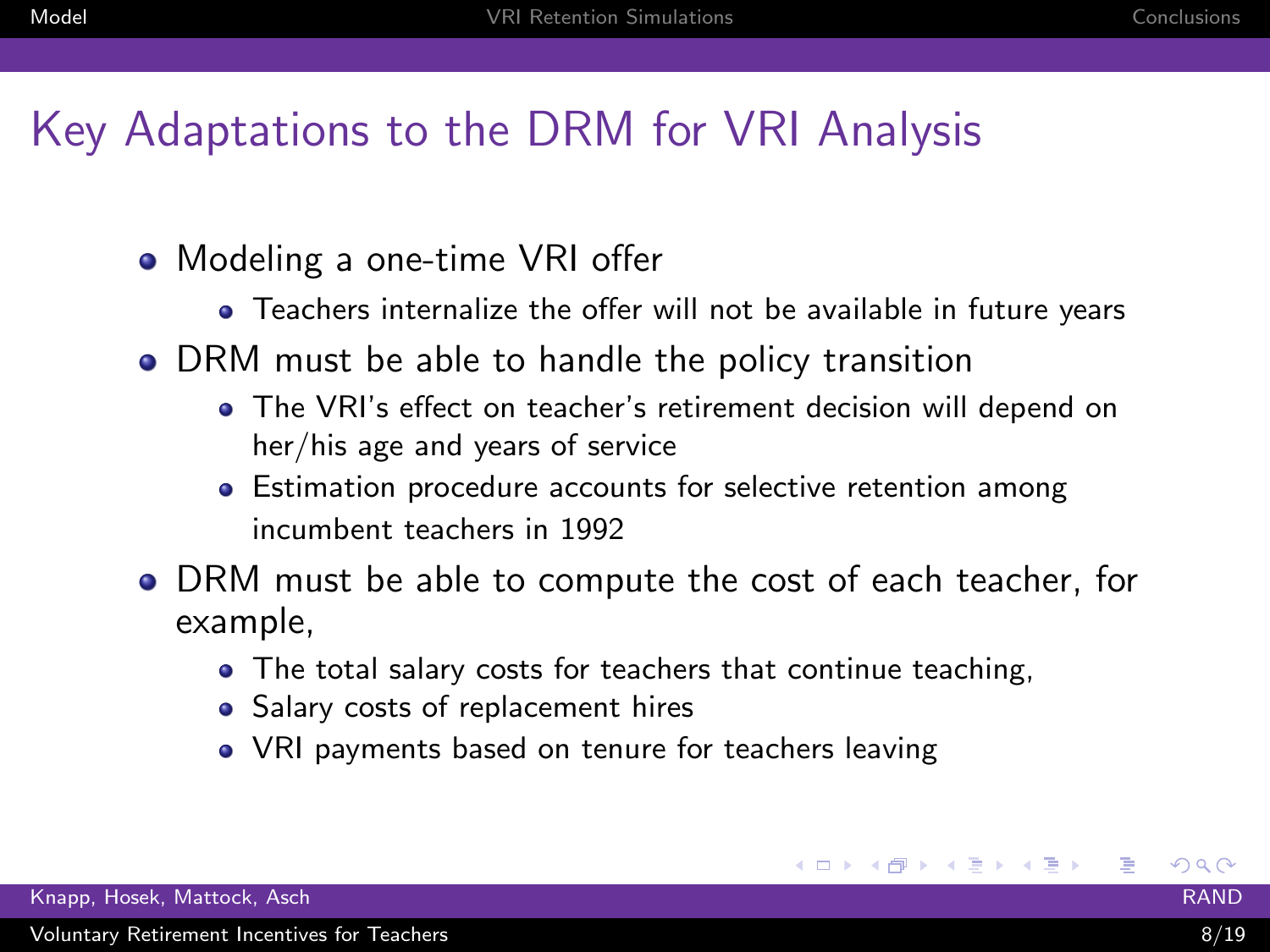## Key Adaptations to the DRM for VRI Analysis

- Modeling a one-time VRI offer
  - Teachers internalize the offer will not be available in future years
- DRM must be able to handle the policy transition
  - The VRI's effect on teacher's retirement decision will depend on her/his age and years of service
  - Estimation procedure accounts for selective retention among incumbent teachers in 1992
- DRM must be able to compute the cost of each teacher, for example,
  - The total salary costs for teachers that continue teaching,
  - Salary costs of replacement hires
  - VRI payments based on tenure for teachers leaving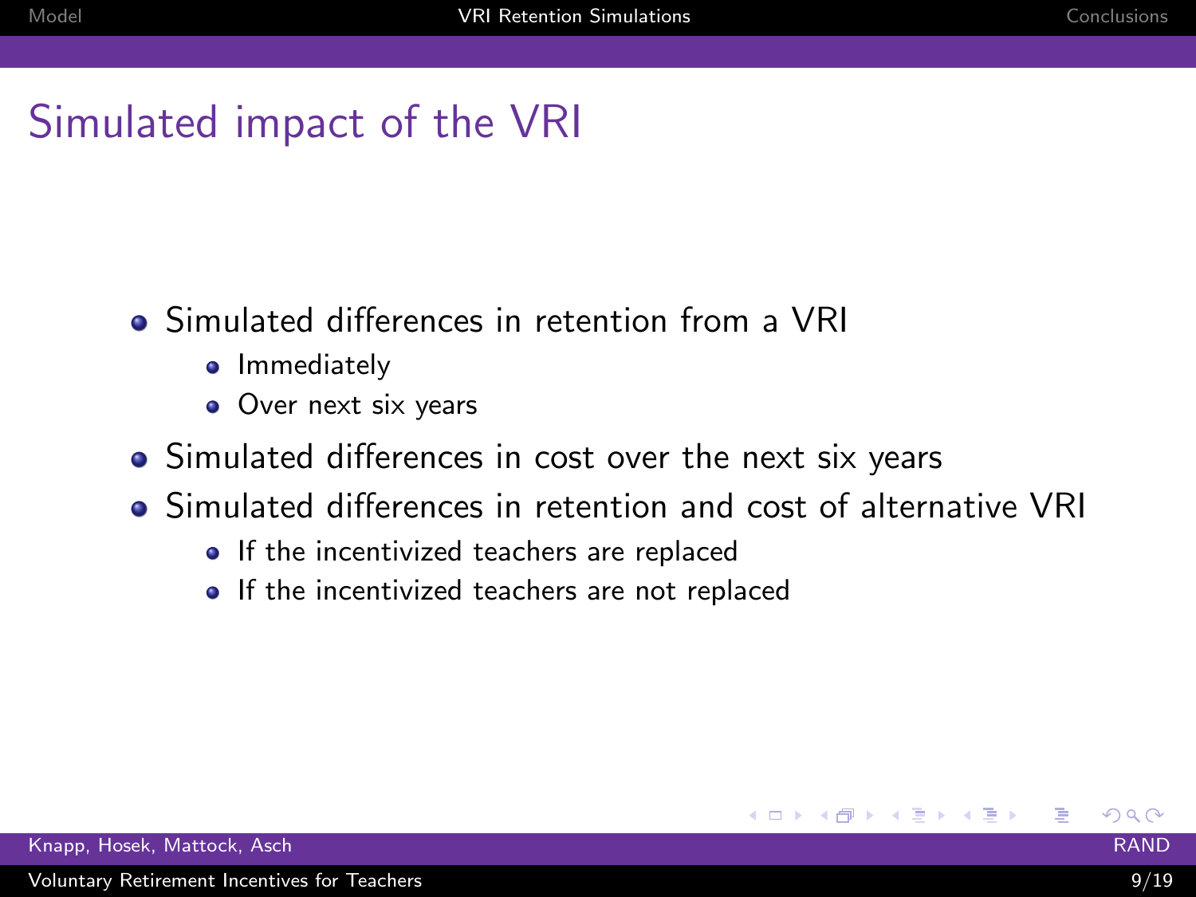# Simulated impact of the VRI

- Simulated differences in retention from a VRI
  - Immediately
  - Over next six years
- Simulated differences in cost over the next six years
- Simulated differences in retention and cost of alternative VRI
  - If the incentivized teachers are replaced
  - If the incentivized teachers are not replaced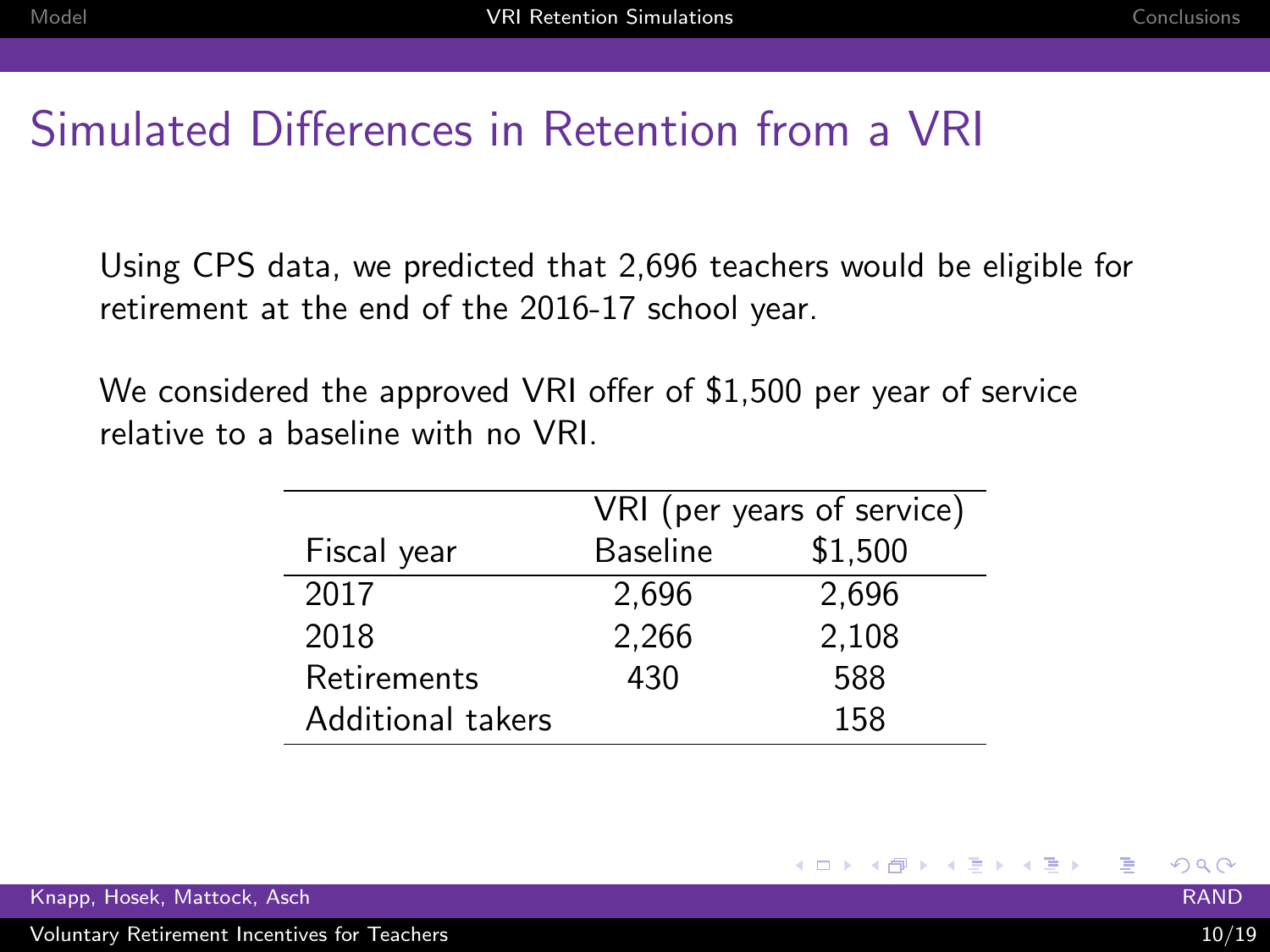# Simulated Differences in Retention from a VRI

Using CPS data, we predicted that 2,696 teachers would be eligible for retirement at the end of the 2016-17 school year.

We considered the approved VRI offer of $1,500 per year of service relative to a baseline with no VRI.

| | VRI (per years of service) | |
|---|---|---|
| Fiscal year | Baseline | $1,500 |
| 2017 | 2,696 | 2,696 |
| 2018 | 2,266 | 2,108 |
| Retirements | 430 | 588 |
| Additional takers | | 158 |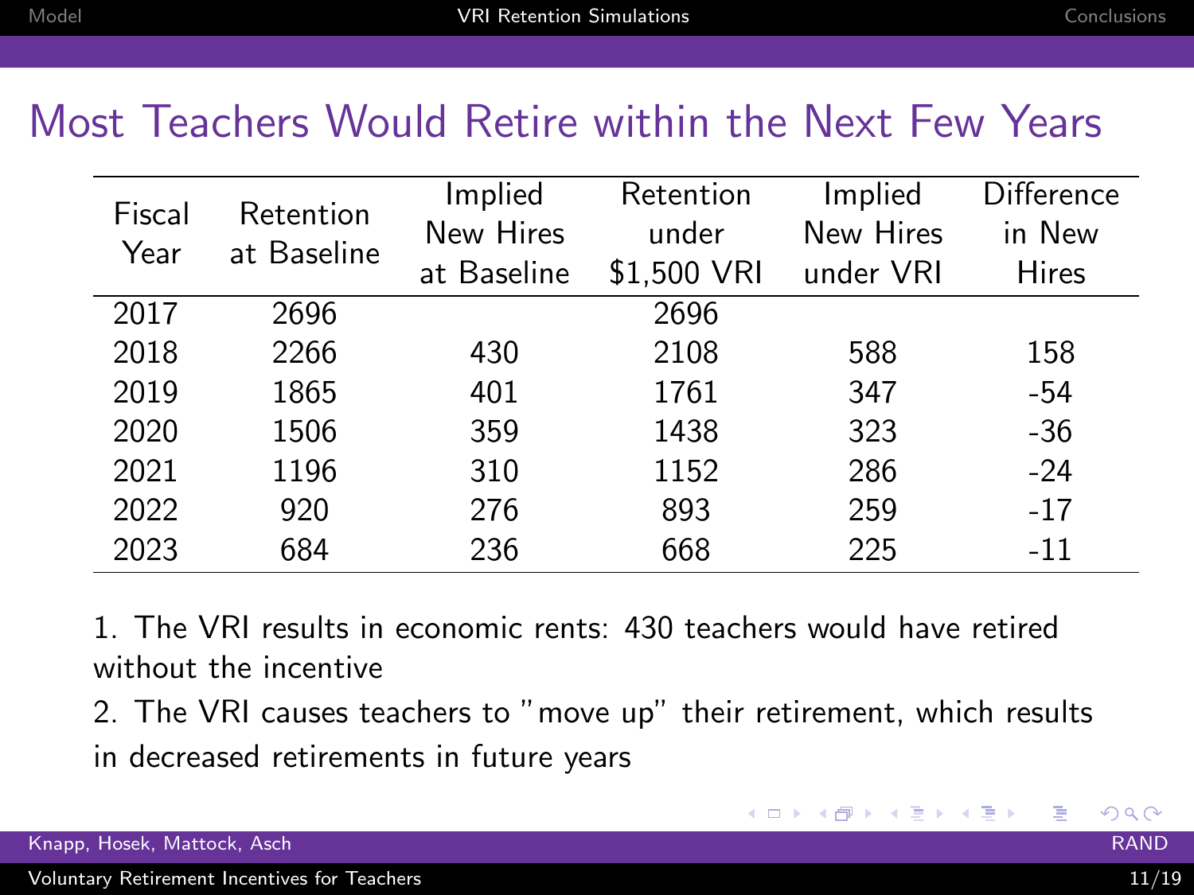# Most Teachers Would Retire within the Next Few Years

| Fiscal Year | Retention at Baseline | Implied New Hires at Baseline | Retention under $1,500 VRI | Implied New Hires under VRI | Difference in New Hires |
|---|---|---|---|---|---|
| 2017 | 2696 | | 2696 | | |
| 2018 | 2266 | 430 | 2108 | 588 | 158 |
| 2019 | 1865 | 401 | 1761 | 347 | -54 |
| 2020 | 1506 | 359 | 1438 | 323 | -36 |
| 2021 | 1196 | 310 | 1152 | 286 | -24 |
| 2022 | 920 | 276 | 893 | 259 | -17 |
| 2023 | 684 | 236 | 668 | 225 | -11 |

1. The VRI results in economic rents: 430 teachers would have retired without the incentive
2. The VRI causes teachers to "move up" their retirement, which results in decreased retirements in future years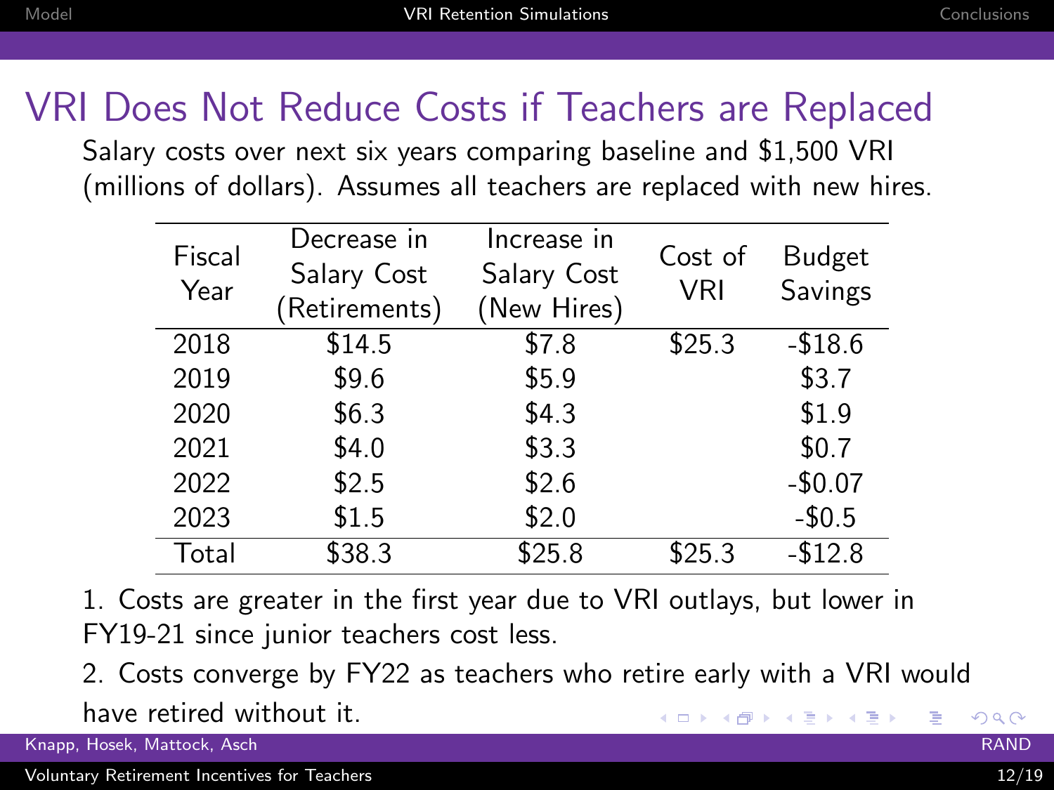# VRI Does Not Reduce Costs if Teachers are Replaced

Salary costs over next six years comparing baseline and $1,500 VRI (millions of dollars). Assumes all teachers are replaced with new hires.

| Fiscal Year | Decrease in Salary Cost (Retirements) | Increase in Salary Cost (New Hires) | Cost of VRI | Budget Savings |
|---|---|---|---|---|
| 2018 | $14.5 | $7.8 | $25.3 | -$18.6 |
| 2019 | $9.6 | $5.9 | | $3.7 |
| 2020 | $6.3 | $4.3 | | $1.9 |
| 2021 | $4.0 | $3.3 | | $0.7 |
| 2022 | $2.5 | $2.6 | | -$0.07 |
| 2023 | $1.5 | $2.0 | | -$0.5 |
| Total | $38.3 | $25.8 | $25.3 | -$12.8 |

1. Costs are greater in the first year due to VRI outlays, but lower in FY19-21 since junior teachers cost less.
2. Costs converge by FY22 as teachers who retire early with a VRI would have retired without it.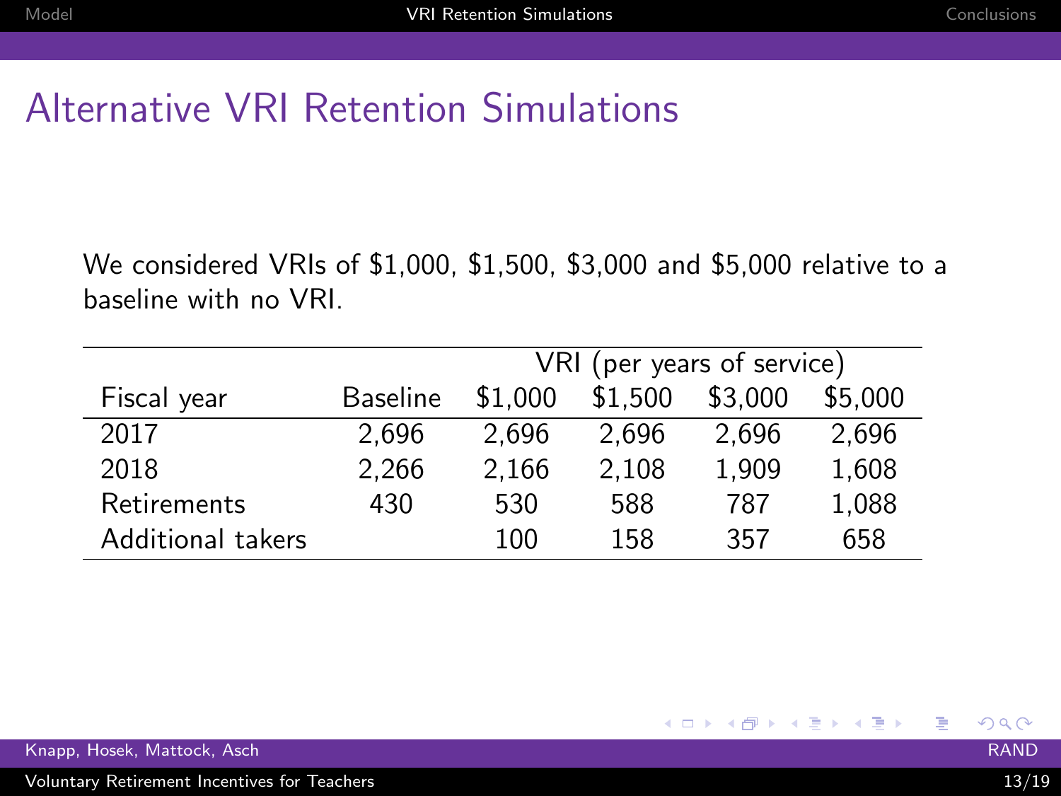# Alternative VRI Retention Simulations

We considered VRIs of $1,000, $1,500, $3,000 and $5,000 relative to a baseline with no VRI.

| | | VRI (per years of service) | | | |
|---|---|---|---|---|---|
| Fiscal year | Baseline | $1,000 | $1,500 | $3,000 | $5,000 |
| 2017 | 2,696 | 2,696 | 2,696 | 2,696 | 2,696 |
| 2018 | 2,266 | 2,166 | 2,108 | 1,909 | 1,608 |
| Retirements | 430 | 530 | 588 | 787 | 1,088 |
| Additional takers | | 100 | 158 | 357 | 658 |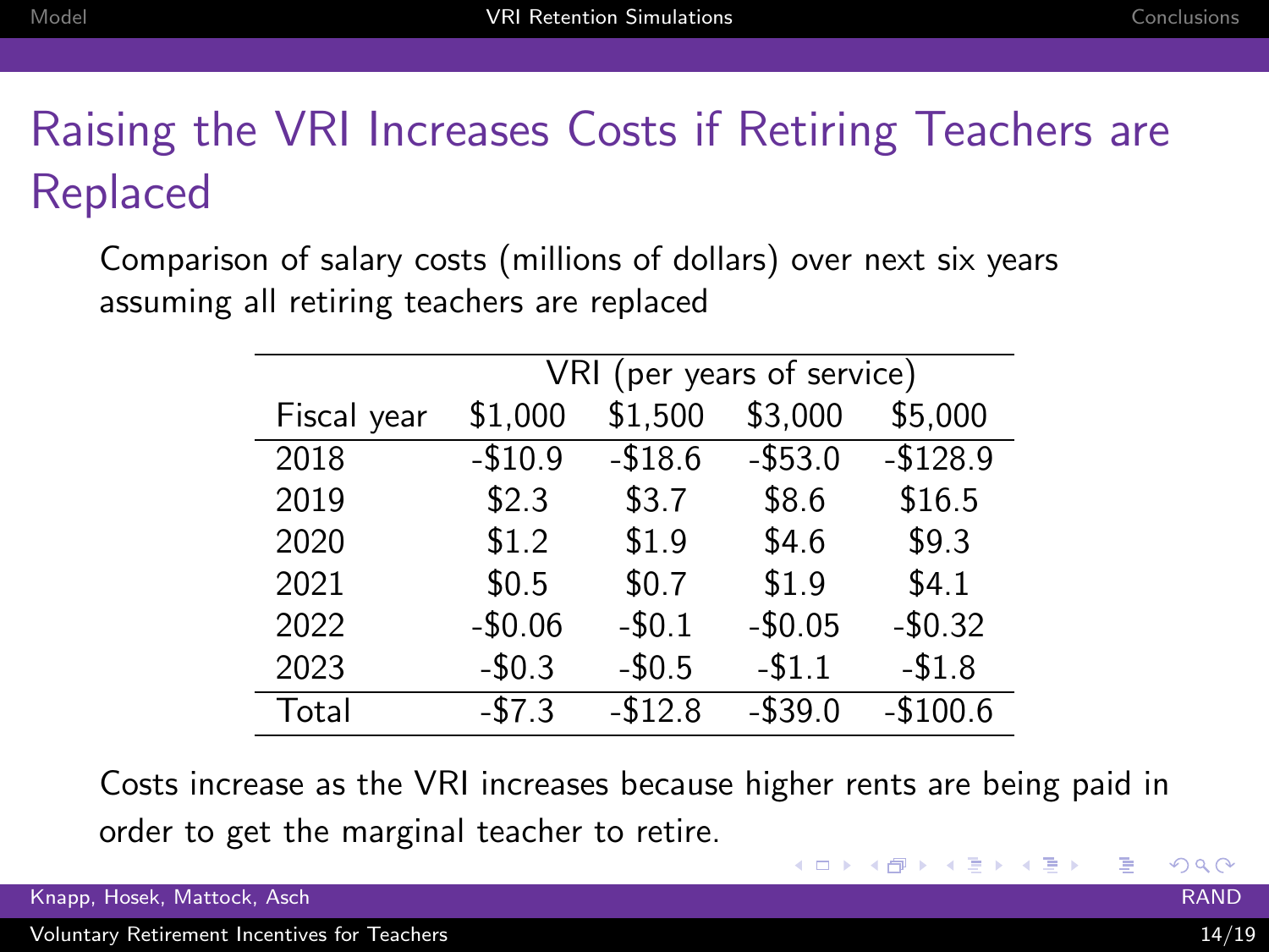# Raising the VRI Increases Costs if Retiring Teachers are Replaced

Comparison of salary costs (millions of dollars) over next six years assuming all retiring teachers are replaced

| | VRI (per years of service) | | | |
|---|---|---|---|---|
| Fiscal year | $1,000 | $1,500 | $3,000 | $5,000 |
| 2018 | -$10.9 | -$18.6 | -$53.0 | -$128.9 |
| 2019 | $2.3 | $3.7 | $8.6 | $16.5 |
| 2020 | $1.2 | $1.9 | $4.6 | $9.3 |
| 2021 | $0.5 | $0.7 | $1.9 | $4.1 |
| 2022 | -$0.06 | -$0.1 | -$0.05 | -$0.32 |
| 2023 | -$0.3 | -$0.5 | -$1.1 | -$1.8 |
| Total | -$7.3 | -$12.8 | -$39.0 | -$100.6 |

Costs increase as the VRI increases because higher rents are being paid in order to get the marginal teacher to retire.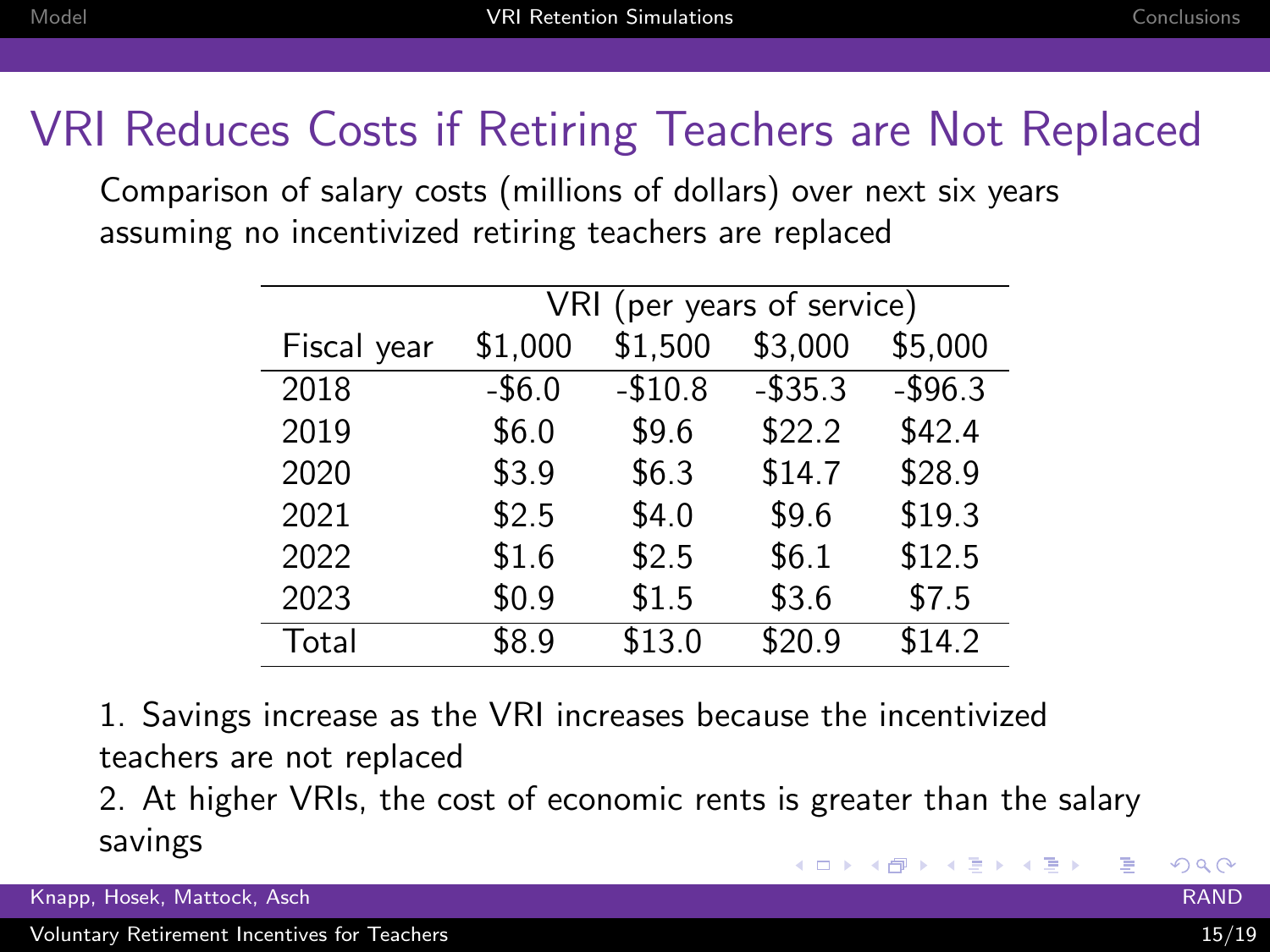# VRI Reduces Costs if Retiring Teachers are Not Replaced

Comparison of salary costs (millions of dollars) over next six years assuming no incentivized retiring teachers are replaced

| | VRI (per years of service) | | | |
|---|---|---|---|---|
| Fiscal year | $1,000 | $1,500 | $3,000 | $5,000 |
| 2018 | -$6.0 | -$10.8 | -$35.3 | -$96.3 |
| 2019 | $6.0 | $9.6 | $22.2 | $42.4 |
| 2020 | $3.9 | $6.3 | $14.7 | $28.9 |
| 2021 | $2.5 | $4.0 | $9.6 | $19.3 |
| 2022 | $1.6 | $2.5 | $6.1 | $12.5 |
| 2023 | $0.9 | $1.5 | $3.6 | $7.5 |
| Total | $8.9 | $13.0 | $20.9 | $14.2 |

1. Savings increase as the VRI increases because the incentivized teachers are not replaced
2. At higher VRIs, the cost of economic rents is greater than the salary savings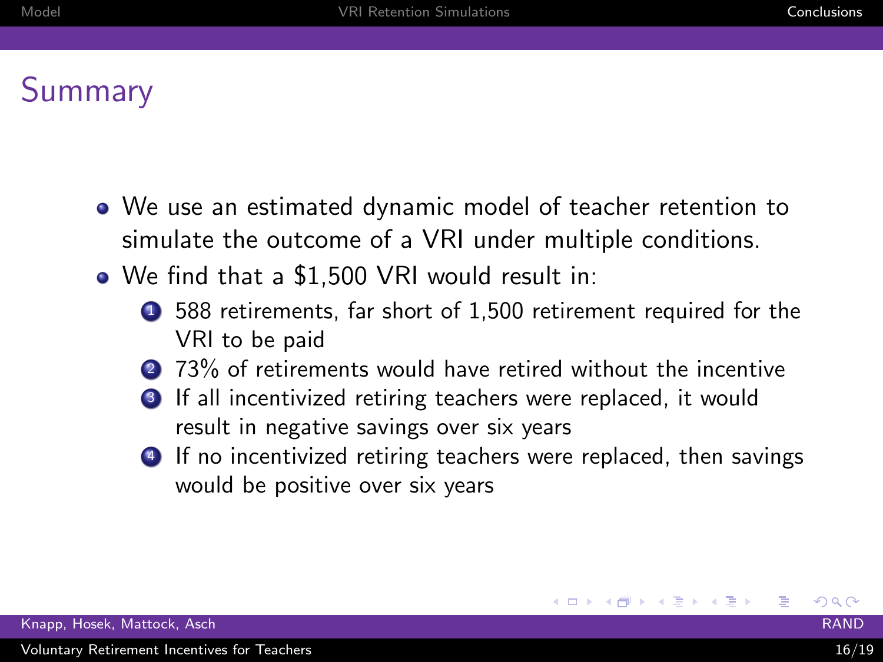## Summary

- We use an estimated dynamic model of teacher retention to simulate the outcome of a VRI under multiple conditions.
- We find that a $1,500 VRI would result in:
  1. 588 retirements, far short of 1,500 retirement required for the VRI to be paid
  2. 73% of retirements would have retired without the incentive
  3. If all incentivized retiring teachers were replaced, it would result in negative savings over six years
  4. If no incentivized retiring teachers were replaced, then savings would be positive over six years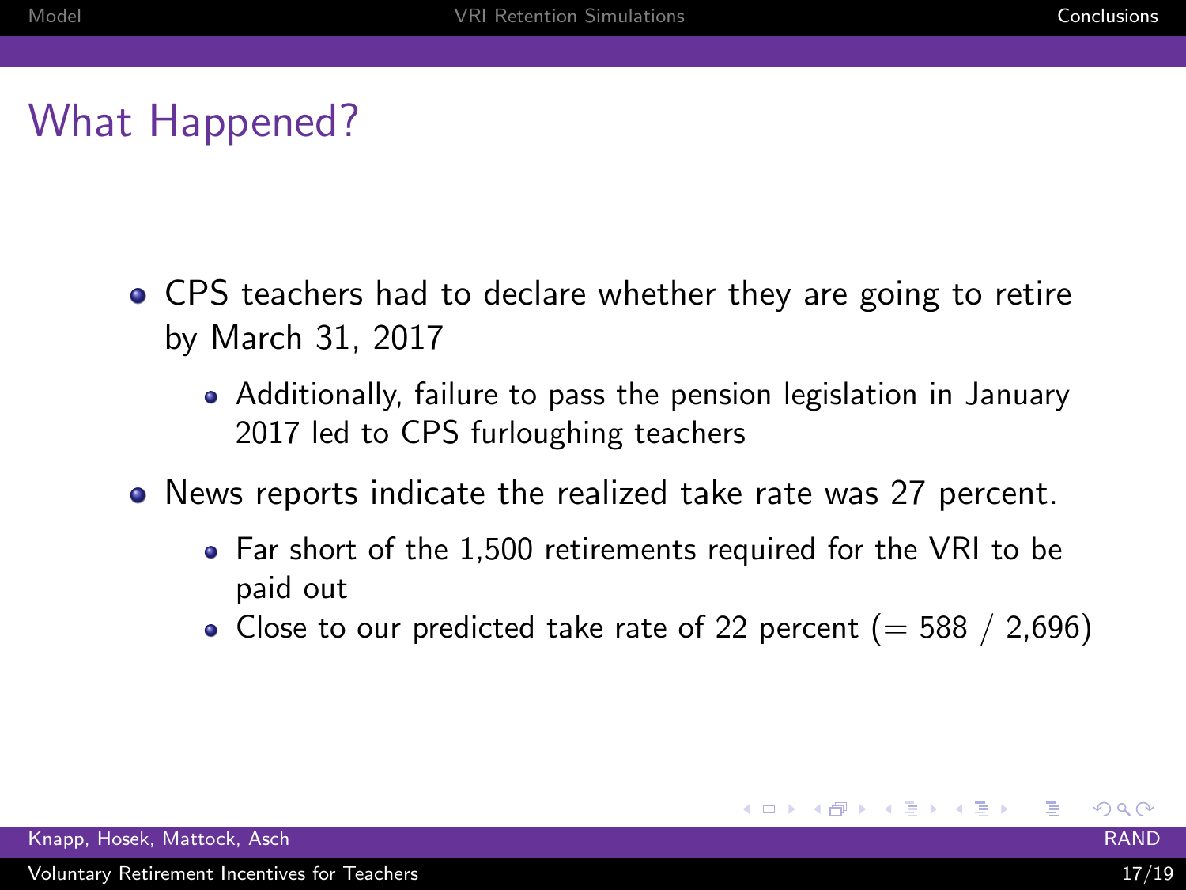# What Happened?

- CPS teachers had to declare whether they are going to retire by March 31, 2017
  - Additionally, failure to pass the pension legislation in January 2017 led to CPS furloughing teachers
- News reports indicate the realized take rate was 27 percent.
  - Far short of the 1,500 retirements required for the VRI to be paid out
  - Close to our predicted take rate of 22 percent (= 588 / 2,696)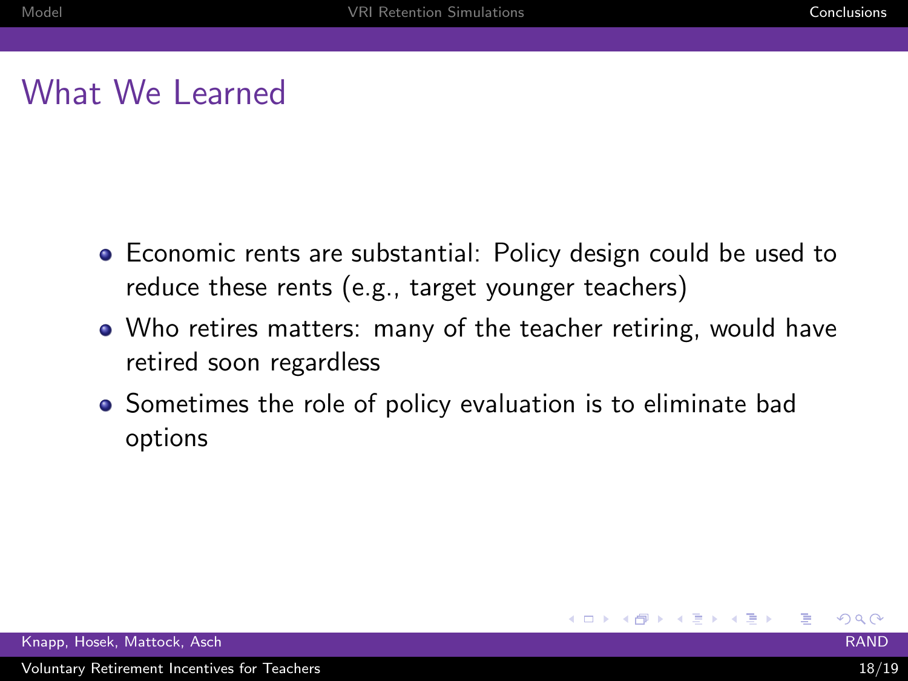# What We Learned

- Economic rents are substantial: Policy design could be used to reduce these rents (e.g., target younger teachers)
- Who retires matters: many of the teacher retiring, would have retired soon regardless
- Sometimes the role of policy evaluation is to eliminate bad options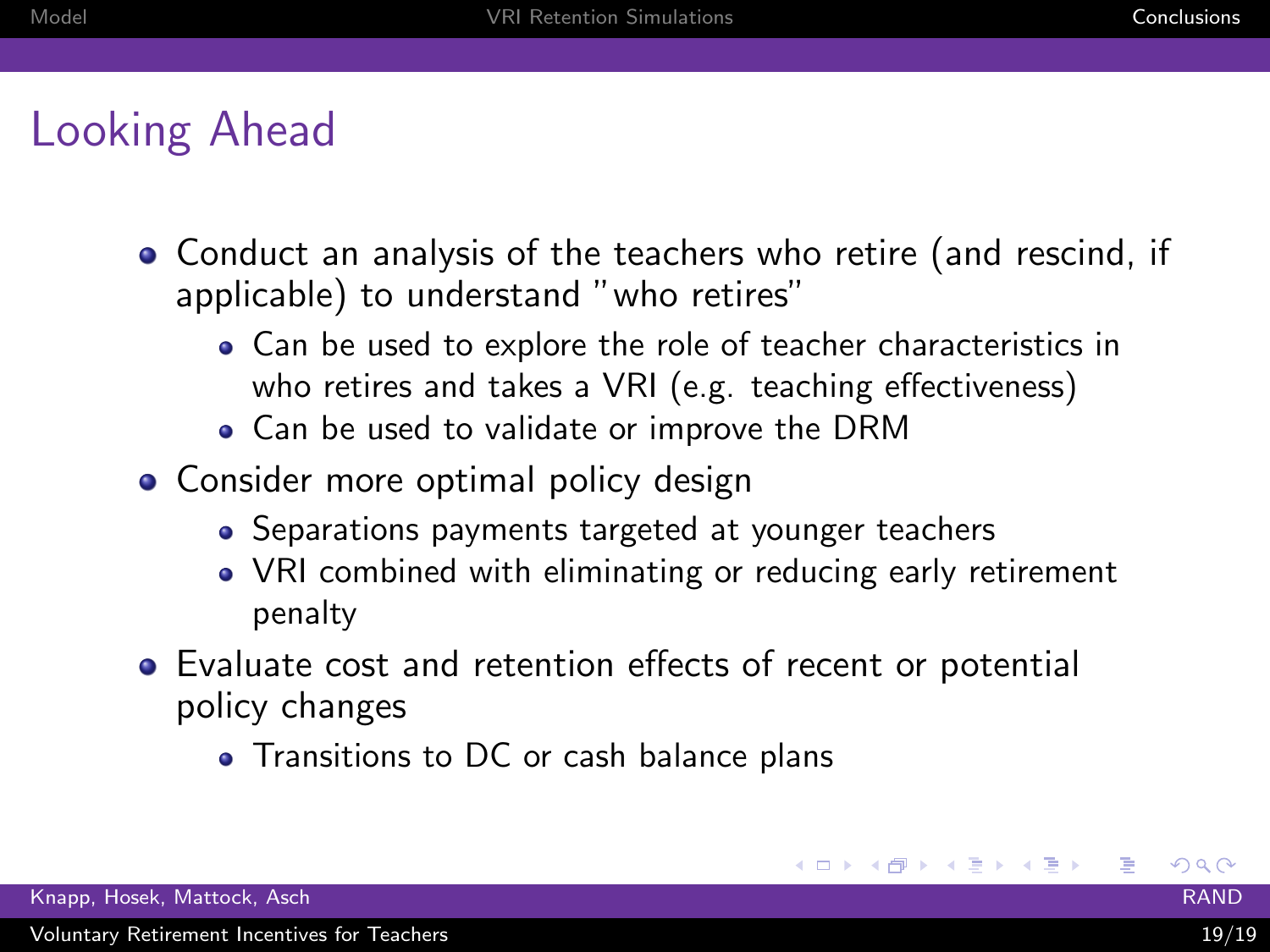## Looking Ahead

- Conduct an analysis of the teachers who retire (and rescind, if applicable) to understand "who retires"
  - Can be used to explore the role of teacher characteristics in who retires and takes a VRI (e.g. teaching effectiveness)
  - Can be used to validate or improve the DRM
- Consider more optimal policy design
  - Separations payments targeted at younger teachers
  - VRI combined with eliminating or reducing early retirement penalty
- Evaluate cost and retention effects of recent or potential policy changes
  - Transitions to DC or cash balance plans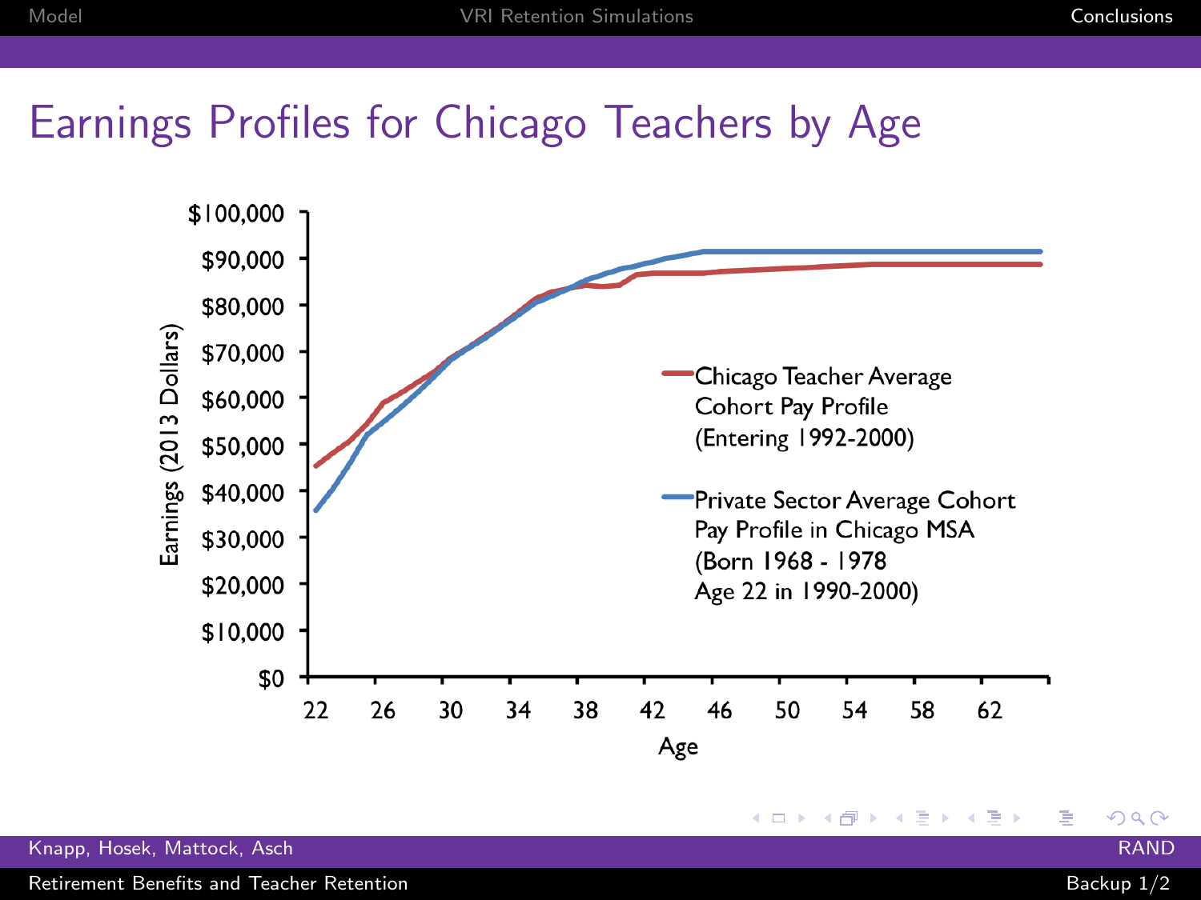# Earnings Profiles for Chicago Teachers by Age

Earnings (2013 Dollars)

$100,000
$90,000
$80,000
$70,000
$60,000
$50,000
$40,000
$30,000
$20,000
$10,000
$0

22 26 30 34 38 42 46 50 54 58 62

Age

Chicago Teacher Average Cohort Pay Profile (Entering 1992-2000)

Private Sector Average Cohort Pay Profile in Chicago MSA (Born 1968 - 1978 Age 22 in 1990-2000)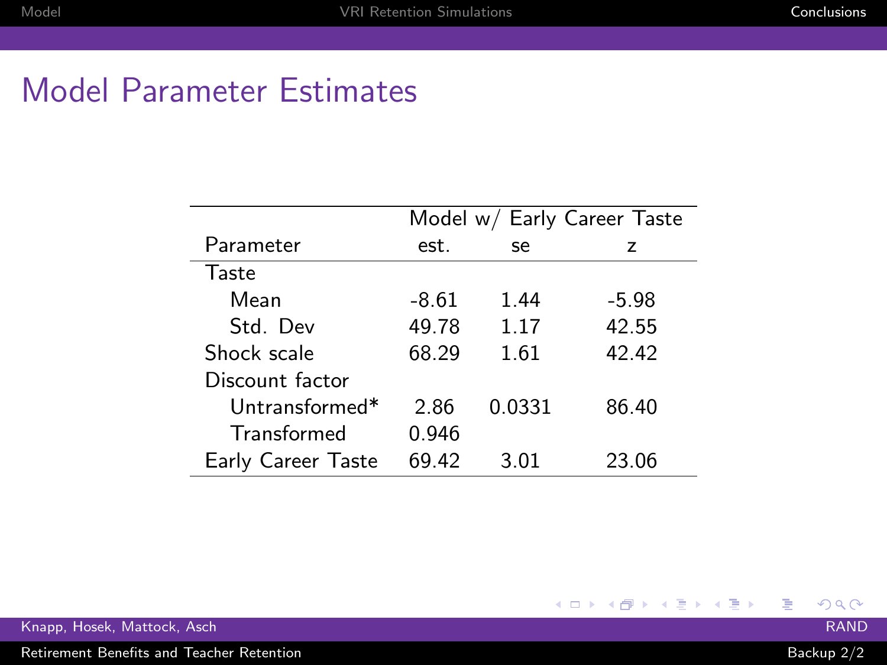# Model Parameter Estimates

| Parameter | Model w/ Early Career Taste | | |
|---|---|---|---|
| | est. | se | z |
| Taste | | | |
| Mean | -8.61 | 1.44 | -5.98 |
| Std. Dev | 49.78 | 1.17 | 42.55 |
| Shock scale | 68.29 | 1.61 | 42.42 |
| Discount factor | | | |
| Untransformed* | 2.86 | 0.0331 | 86.40 |
| Transformed | 0.946 | | |
| Early Career Taste | 69.42 | 3.01 | 23.06 |